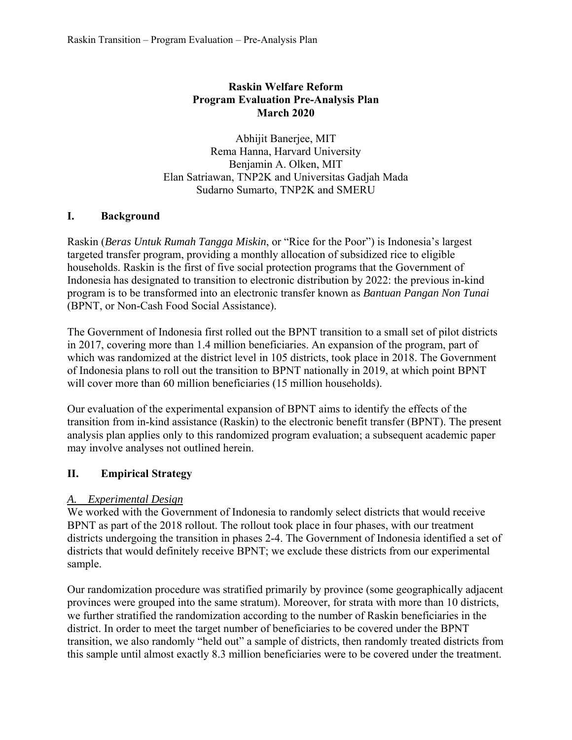# Raskin Welfare Reform
# Program Evaluation Pre-Analysis Plan
# March 2020

Abhijit Banerjee, MIT
Rema Hanna, Harvard University
Benjamin A. Olken, MIT
Elan Satriawan, TNP2K and Universitas Gadjah Mada
Sudarno Sumarto, TNP2K and SMERU

## I. Background

Raskin (*Beras Untuk Rumah Tangga Miskin*, or "Rice for the Poor") is Indonesia's largest targeted transfer program, providing a monthly allocation of subsidized rice to eligible households. Raskin is the first of five social protection programs that the Government of Indonesia has designated to transition to electronic distribution by 2022: the previous in-kind program is to be transformed into an electronic transfer known as *Bantuan Pangan Non Tunai* (BPNT, or Non-Cash Food Social Assistance).

The Government of Indonesia first rolled out the BPNT transition to a small set of pilot districts in 2017, covering more than 1.4 million beneficiaries. An expansion of the program, part of which was randomized at the district level in 105 districts, took place in 2018. The Government of Indonesia plans to roll out the transition to BPNT nationally in 2019, at which point BPNT will cover more than 60 million beneficiaries (15 million households).

Our evaluation of the experimental expansion of BPNT aims to identify the effects of the transition from in-kind assistance (Raskin) to the electronic benefit transfer (BPNT). The present analysis plan applies only to this randomized program evaluation; a subsequent academic paper may involve analyses not outlined herein.

## II. Empirical Strategy

### *A. Experimental Design*

We worked with the Government of Indonesia to randomly select districts that would receive BPNT as part of the 2018 rollout. The rollout took place in four phases, with our treatment districts undergoing the transition in phases 2-4. The Government of Indonesia identified a set of districts that would definitely receive BPNT; we exclude these districts from our experimental sample.

Our randomization procedure was stratified primarily by province (some geographically adjacent provinces were grouped into the same stratum). Moreover, for strata with more than 10 districts, we further stratified the randomization according to the number of Raskin beneficiaries in the district. In order to meet the target number of beneficiaries to be covered under the BPNT transition, we also randomly "held out" a sample of districts, then randomly treated districts from this sample until almost exactly 8.3 million beneficiaries were to be covered under the treatment.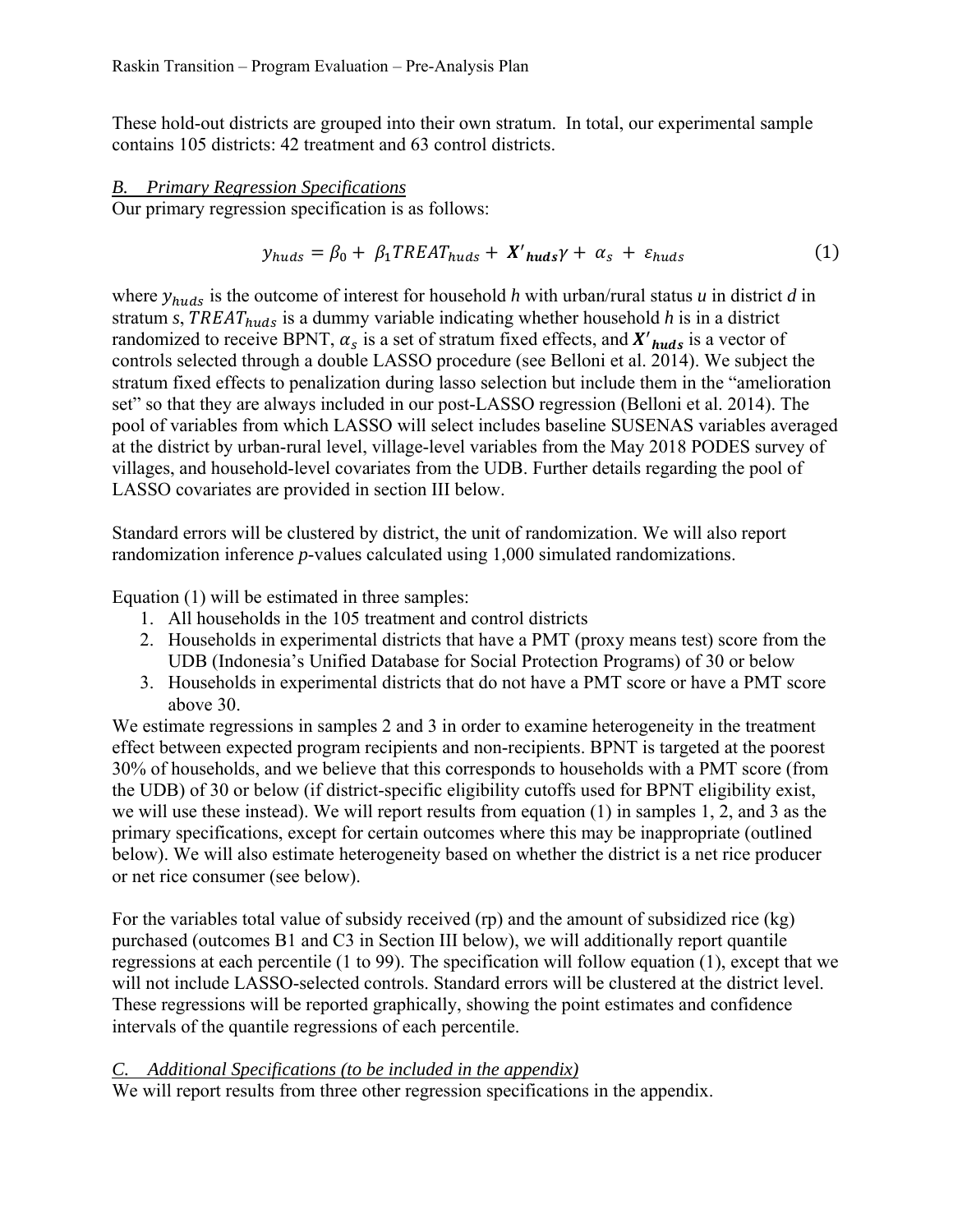These hold-out districts are grouped into their own stratum. In total, our experimental sample contains 105 districts: 42 treatment and 63 control districts.

### *B. Primary Regression Specifications*

Our primary regression specification is as follows:

$$y_{huds} = \beta_0 + \beta_1 TREAT_{huds} + \boldsymbol{X'}_{\boldsymbol{huds}}\gamma + \alpha_s + \varepsilon_{huds} \tag{1}$$

where $y_{huds}$ is the outcome of interest for household *h* with urban/rural status *u* in district *d* in stratum *s*, $TREAT_{huds}$ is a dummy variable indicating whether household *h* is in a district randomized to receive BPNT, $\alpha_s$ is a set of stratum fixed effects, and $\boldsymbol{X'}_{\boldsymbol{huds}}$ is a vector of controls selected through a double LASSO procedure (see Belloni et al. 2014). We subject the stratum fixed effects to penalization during lasso selection but include them in the "amelioration set" so that they are always included in our post-LASSO regression (Belloni et al. 2014). The pool of variables from which LASSO will select includes baseline SUSENAS variables averaged at the district by urban-rural level, village-level variables from the May 2018 PODES survey of villages, and household-level covariates from the UDB. Further details regarding the pool of LASSO covariates are provided in section III below.

Standard errors will be clustered by district, the unit of randomization. We will also report randomization inference *p*-values calculated using 1,000 simulated randomizations.

Equation (1) will be estimated in three samples:

1. All households in the 105 treatment and control districts
2. Households in experimental districts that have a PMT (proxy means test) score from the UDB (Indonesia's Unified Database for Social Protection Programs) of 30 or below
3. Households in experimental districts that do not have a PMT score or have a PMT score above 30.

We estimate regressions in samples 2 and 3 in order to examine heterogeneity in the treatment effect between expected program recipients and non-recipients. BPNT is targeted at the poorest 30% of households, and we believe that this corresponds to households with a PMT score (from the UDB) of 30 or below (if district-specific eligibility cutoffs used for BPNT eligibility exist, we will use these instead). We will report results from equation (1) in samples 1, 2, and 3 as the primary specifications, except for certain outcomes where this may be inappropriate (outlined below). We will also estimate heterogeneity based on whether the district is a net rice producer or net rice consumer (see below).

For the variables total value of subsidy received (rp) and the amount of subsidized rice (kg) purchased (outcomes B1 and C3 in Section III below), we will additionally report quantile regressions at each percentile (1 to 99). The specification will follow equation (1), except that we will not include LASSO-selected controls. Standard errors will be clustered at the district level. These regressions will be reported graphically, showing the point estimates and confidence intervals of the quantile regressions of each percentile.

### *C. Additional Specifications (to be included in the appendix)*

We will report results from three other regression specifications in the appendix.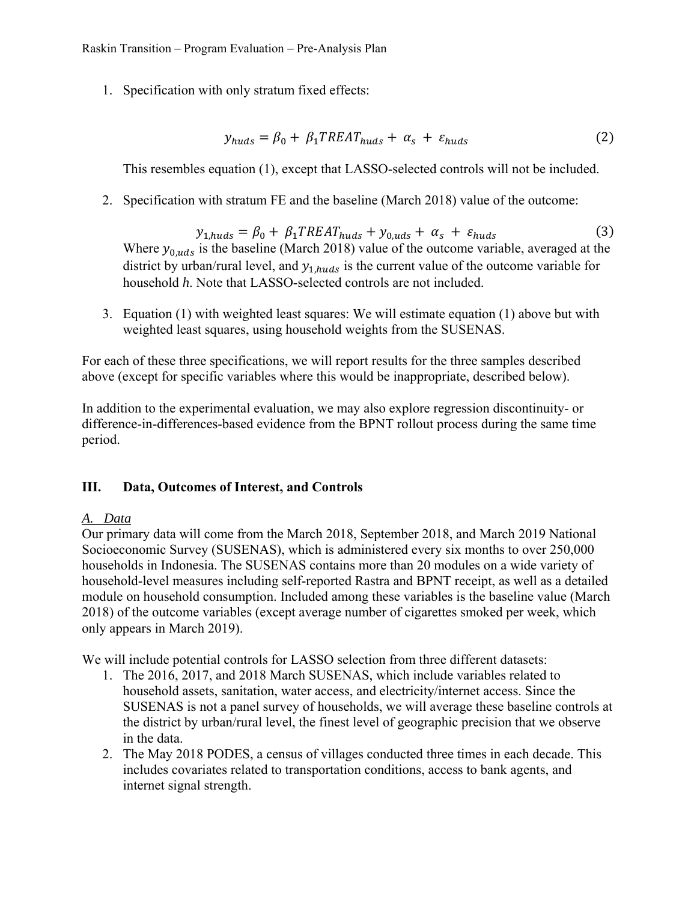1. Specification with only stratum fixed effects:

$$y_{huds} = \beta_0 + \beta_1 TREAT_{huds} + \alpha_s + \varepsilon_{huds} \tag{2}$$

   This resembles equation (1), except that LASSO-selected controls will not be included.

2. Specification with stratum FE and the baseline (March 2018) value of the outcome:

$$y_{1,huds} = \beta_0 + \beta_1 TREAT_{huds} + y_{0,uds} + \alpha_s + \varepsilon_{huds} \tag{3}$$

   Where $y_{0,uds}$ is the baseline (March 2018) value of the outcome variable, averaged at the district by urban/rural level, and $y_{1,huds}$ is the current value of the outcome variable for household *h*. Note that LASSO-selected controls are not included.

3. Equation (1) with weighted least squares: We will estimate equation (1) above but with weighted least squares, using household weights from the SUSENAS.

For each of these three specifications, we will report results for the three samples described above (except for specific variables where this would be inappropriate, described below).

In addition to the experimental evaluation, we may also explore regression discontinuity- or difference-in-differences-based evidence from the BPNT rollout process during the same time period.

## III. Data, Outcomes of Interest, and Controls

### *A. Data*

Our primary data will come from the March 2018, September 2018, and March 2019 National Socioeconomic Survey (SUSENAS), which is administered every six months to over 250,000 households in Indonesia. The SUSENAS contains more than 20 modules on a wide variety of household-level measures including self-reported Rastra and BPNT receipt, as well as a detailed module on household consumption. Included among these variables is the baseline value (March 2018) of the outcome variables (except average number of cigarettes smoked per week, which only appears in March 2019).

We will include potential controls for LASSO selection from three different datasets:

1. The 2016, 2017, and 2018 March SUSENAS, which include variables related to household assets, sanitation, water access, and electricity/internet access. Since the SUSENAS is not a panel survey of households, we will average these baseline controls at the district by urban/rural level, the finest level of geographic precision that we observe in the data.
2. The May 2018 PODES, a census of villages conducted three times in each decade. This includes covariates related to transportation conditions, access to bank agents, and internet signal strength.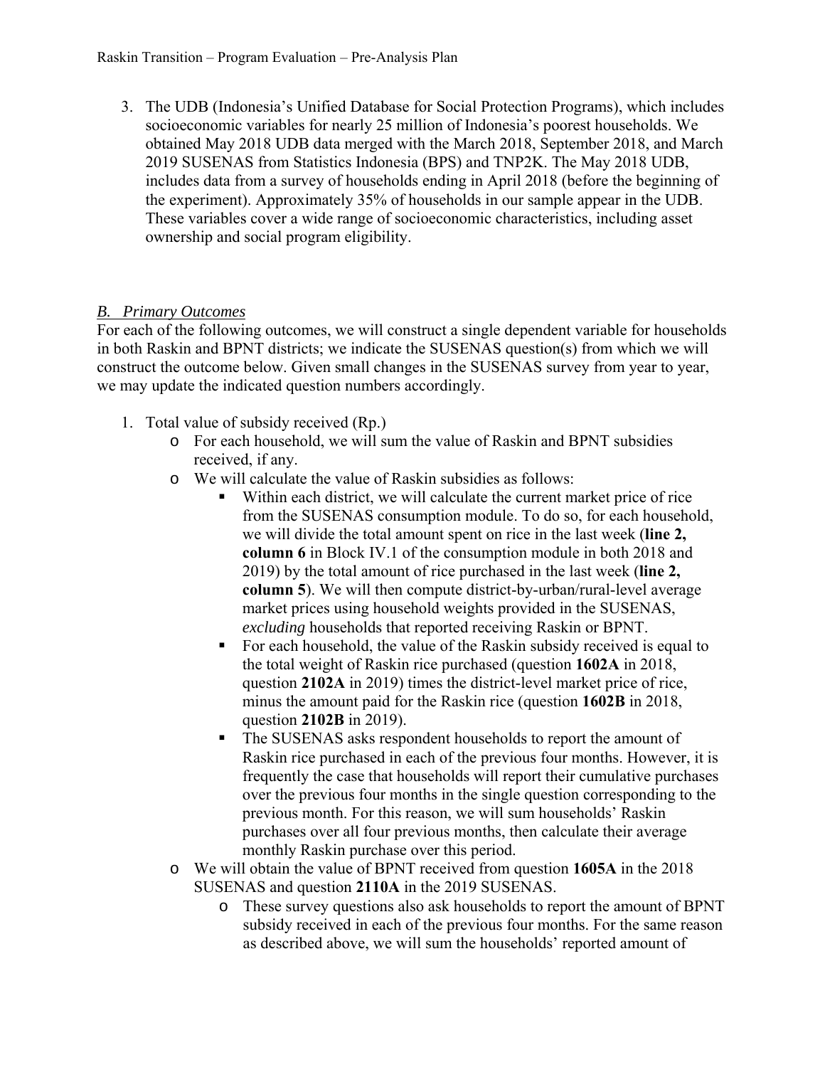3. The UDB (Indonesia's Unified Database for Social Protection Programs), which includes socioeconomic variables for nearly 25 million of Indonesia's poorest households. We obtained May 2018 UDB data merged with the March 2018, September 2018, and March 2019 SUSENAS from Statistics Indonesia (BPS) and TNP2K. The May 2018 UDB, includes data from a survey of households ending in April 2018 (before the beginning of the experiment). Approximately 35% of households in our sample appear in the UDB. These variables cover a wide range of socioeconomic characteristics, including asset ownership and social program eligibility.

## *B. Primary Outcomes*

For each of the following outcomes, we will construct a single dependent variable for households in both Raskin and BPNT districts; we indicate the SUSENAS question(s) from which we will construct the outcome below. Given small changes in the SUSENAS survey from year to year, we may update the indicated question numbers accordingly.

1. Total value of subsidy received (Rp.)
   - For each household, we will sum the value of Raskin and BPNT subsidies received, if any.
   - We will calculate the value of Raskin subsidies as follows:
     - Within each district, we will calculate the current market price of rice from the SUSENAS consumption module. To do so, for each household, we will divide the total amount spent on rice in the last week (**line 2, column 6** in Block IV.1 of the consumption module in both 2018 and 2019) by the total amount of rice purchased in the last week (**line 2, column 5**). We will then compute district-by-urban/rural-level average market prices using household weights provided in the SUSENAS, *excluding* households that reported receiving Raskin or BPNT.
     - For each household, the value of the Raskin subsidy received is equal to the total weight of Raskin rice purchased (question **1602A** in 2018, question **2102A** in 2019) times the district-level market price of rice, minus the amount paid for the Raskin rice (question **1602B** in 2018, question **2102B** in 2019).
     - The SUSENAS asks respondent households to report the amount of Raskin rice purchased in each of the previous four months. However, it is frequently the case that households will report their cumulative purchases over the previous four months in the single question corresponding to the previous month. For this reason, we will sum households' Raskin purchases over all four previous months, then calculate their average monthly Raskin purchase over this period.
   - We will obtain the value of BPNT received from question **1605A** in the 2018 SUSENAS and question **2110A** in the 2019 SUSENAS.
     - These survey questions also ask households to report the amount of BPNT subsidy received in each of the previous four months. For the same reason as described above, we will sum the households' reported amount of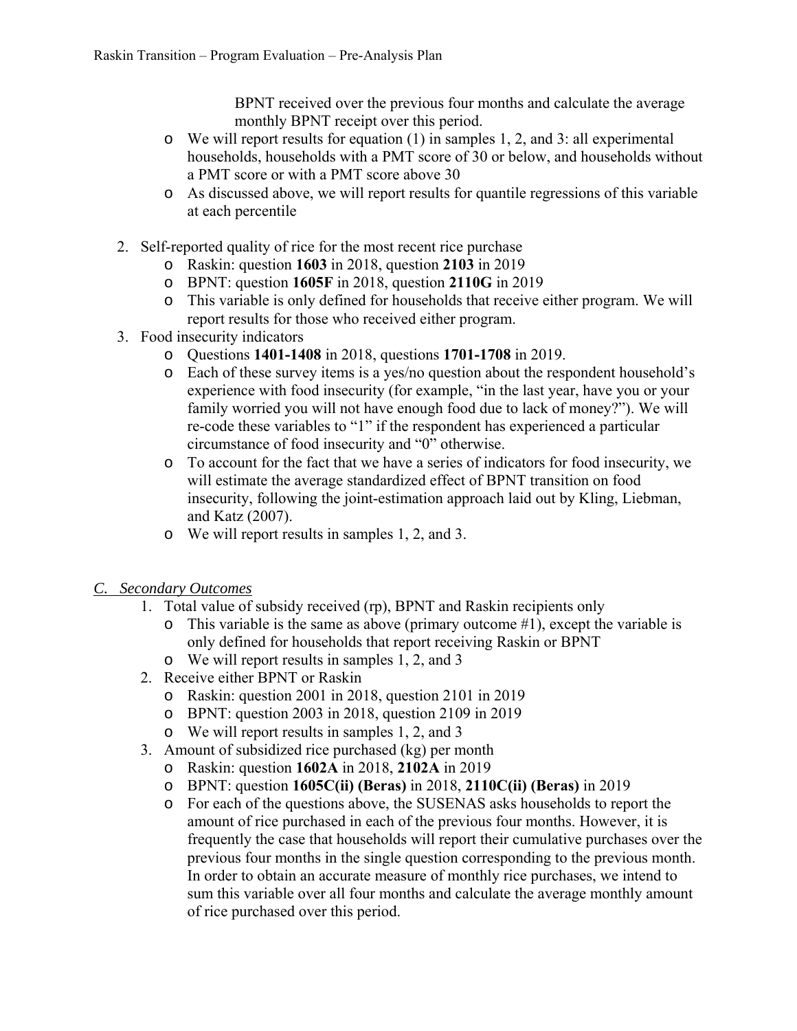BPNT received over the previous four months and calculate the average monthly BPNT receipt over this period.

- We will report results for equation (1) in samples 1, 2, and 3: all experimental households, households with a PMT score of 30 or below, and households without a PMT score or with a PMT score above 30
- As discussed above, we will report results for quantile regressions of this variable at each percentile

2. Self-reported quality of rice for the most recent rice purchase
   - Raskin: question **1603** in 2018, question **2103** in 2019
   - BPNT: question **1605F** in 2018, question **2110G** in 2019
   - This variable is only defined for households that receive either program. We will report results for those who received either program.
3. Food insecurity indicators
   - Questions **1401-1408** in 2018, questions **1701-1708** in 2019.
   - Each of these survey items is a yes/no question about the respondent household's experience with food insecurity (for example, "in the last year, have you or your family worried you will not have enough food due to lack of money?"). We will re-code these variables to "1" if the respondent has experienced a particular circumstance of food insecurity and "0" otherwise.
   - To account for the fact that we have a series of indicators for food insecurity, we will estimate the average standardized effect of BPNT transition on food insecurity, following the joint-estimation approach laid out by Kling, Liebman, and Katz (2007).
   - We will report results in samples 1, 2, and 3.

## *C. Secondary Outcomes*

1. Total value of subsidy received (rp), BPNT and Raskin recipients only
   - This variable is the same as above (primary outcome #1), except the variable is only defined for households that report receiving Raskin or BPNT
   - We will report results in samples 1, 2, and 3
2. Receive either BPNT or Raskin
   - Raskin: question 2001 in 2018, question 2101 in 2019
   - BPNT: question 2003 in 2018, question 2109 in 2019
   - We will report results in samples 1, 2, and 3
3. Amount of subsidized rice purchased (kg) per month
   - Raskin: question **1602A** in 2018, **2102A** in 2019
   - BPNT: question **1605C(ii) (Beras)** in 2018, **2110C(ii) (Beras)** in 2019
   - For each of the questions above, the SUSENAS asks households to report the amount of rice purchased in each of the previous four months. However, it is frequently the case that households will report their cumulative purchases over the previous four months in the single question corresponding to the previous month. In order to obtain an accurate measure of monthly rice purchases, we intend to sum this variable over all four months and calculate the average monthly amount of rice purchased over this period.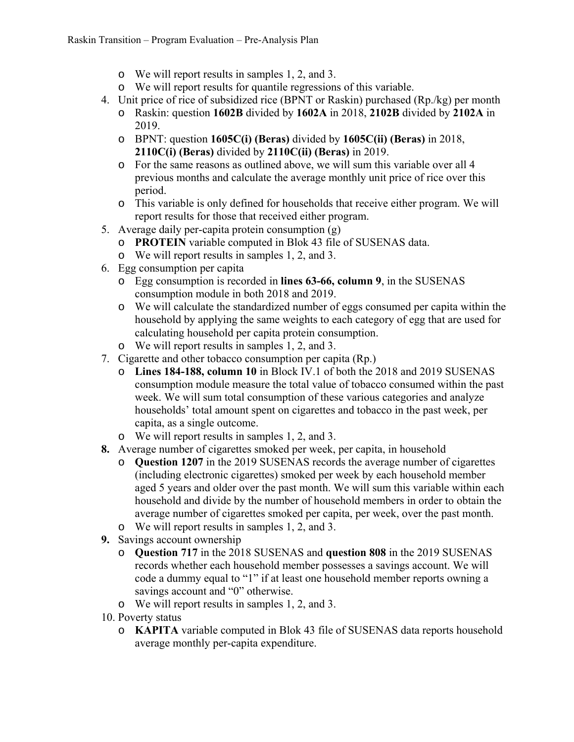- We will report results in samples 1, 2, and 3.
  - We will report results for quantile regressions of this variable.

4. Unit price of rice of subsidized rice (BPNT or Raskin) purchased (Rp./kg) per month
   - Raskin: question **1602B** divided by **1602A** in 2018, **2102B** divided by **2102A** in 2019.
   - BPNT: question **1605C(i) (Beras)** divided by **1605C(ii) (Beras)** in 2018, **2110C(i) (Beras)** divided by **2110C(ii) (Beras)** in 2019.
   - For the same reasons as outlined above, we will sum this variable over all 4 previous months and calculate the average monthly unit price of rice over this period.
   - This variable is only defined for households that receive either program. We will report results for those that received either program.
5. Average daily per-capita protein consumption (g)
   - **PROTEIN** variable computed in Blok 43 file of SUSENAS data.
   - We will report results in samples 1, 2, and 3.
6. Egg consumption per capita
   - Egg consumption is recorded in **lines 63-66, column 9**, in the SUSENAS consumption module in both 2018 and 2019.
   - We will calculate the standardized number of eggs consumed per capita within the household by applying the same weights to each category of egg that are used for calculating household per capita protein consumption.
   - We will report results in samples 1, 2, and 3.
7. Cigarette and other tobacco consumption per capita (Rp.)
   - **Lines 184-188, column 10** in Block IV.1 of both the 2018 and 2019 SUSENAS consumption module measure the total value of tobacco consumed within the past week. We will sum total consumption of these various categories and analyze households' total amount spent on cigarettes and tobacco in the past week, per capita, as a single outcome.
   - We will report results in samples 1, 2, and 3.
8. Average number of cigarettes smoked per week, per capita, in household
   - **Question 1207** in the 2019 SUSENAS records the average number of cigarettes (including electronic cigarettes) smoked per week by each household member aged 5 years and older over the past month. We will sum this variable within each household and divide by the number of household members in order to obtain the average number of cigarettes smoked per capita, per week, over the past month.
   - We will report results in samples 1, 2, and 3.
9. Savings account ownership
   - **Question 717** in the 2018 SUSENAS and **question 808** in the 2019 SUSENAS records whether each household member possesses a savings account. We will code a dummy equal to "1" if at least one household member reports owning a savings account and "0" otherwise.
   - We will report results in samples 1, 2, and 3.
10. Poverty status
    - **KAPITA** variable computed in Blok 43 file of SUSENAS data reports household average monthly per-capita expenditure.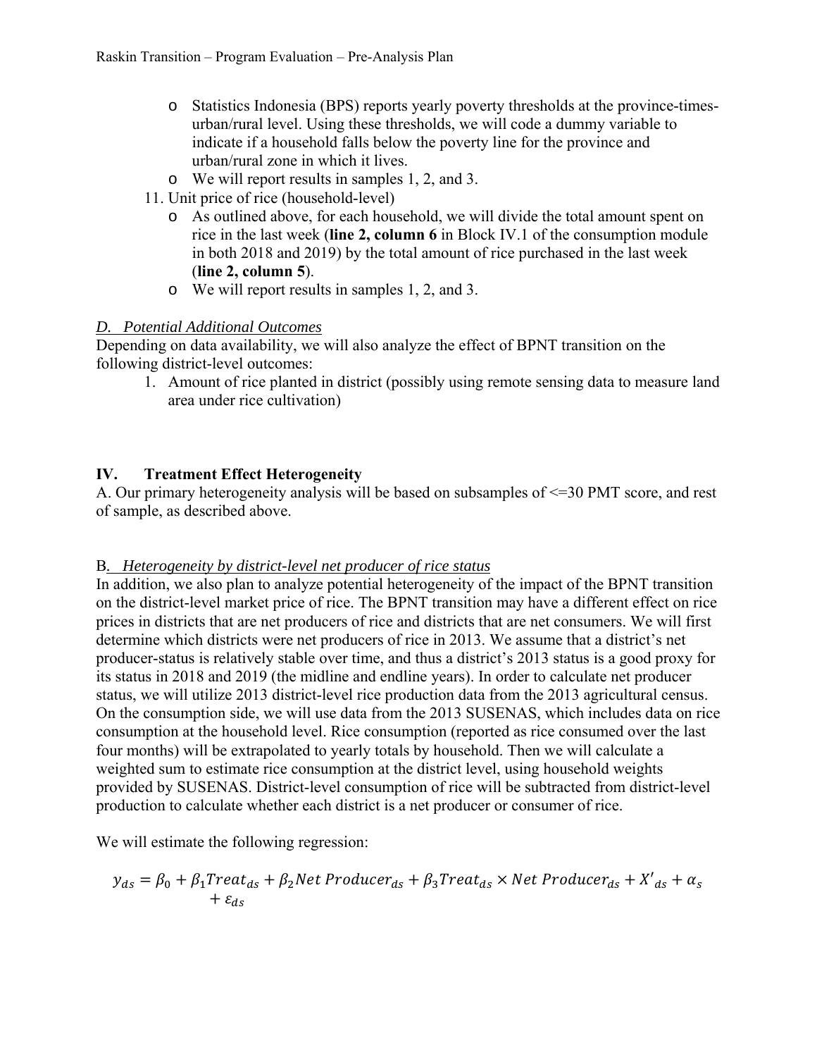- Statistics Indonesia (BPS) reports yearly poverty thresholds at the province-times-urban/rural level. Using these thresholds, we will code a dummy variable to indicate if a household falls below the poverty line for the province and urban/rural zone in which it lives.
  - We will report results in samples 1, 2, and 3.

11. Unit price of rice (household-level)
    - As outlined above, for each household, we will divide the total amount spent on rice in the last week (**line 2, column 6** in Block IV.1 of the consumption module in both 2018 and 2019) by the total amount of rice purchased in the last week (**line 2, column 5**).
    - We will report results in samples 1, 2, and 3.

*D. Potential Additional Outcomes*

Depending on data availability, we will also analyze the effect of BPNT transition on the following district-level outcomes:

1. Amount of rice planted in district (possibly using remote sensing data to measure land area under rice cultivation)

## IV. Treatment Effect Heterogeneity

A. Our primary heterogeneity analysis will be based on subsamples of <=30 PMT score, and rest of sample, as described above.

B*. Heterogeneity by district-level net producer of rice status*

In addition, we also plan to analyze potential heterogeneity of the impact of the BPNT transition on the district-level market price of rice. The BPNT transition may have a different effect on rice prices in districts that are net producers of rice and districts that are net consumers. We will first determine which districts were net producers of rice in 2013. We assume that a district's net producer-status is relatively stable over time, and thus a district's 2013 status is a good proxy for its status in 2018 and 2019 (the midline and endline years). In order to calculate net producer status, we will utilize 2013 district-level rice production data from the 2013 agricultural census. On the consumption side, we will use data from the 2013 SUSENAS, which includes data on rice consumption at the household level. Rice consumption (reported as rice consumed over the last four months) will be extrapolated to yearly totals by household. Then we will calculate a weighted sum to estimate rice consumption at the district level, using household weights provided by SUSENAS. District-level consumption of rice will be subtracted from district-level production to calculate whether each district is a net producer or consumer of rice.

We will estimate the following regression:

$$y_{ds} = \beta_0 + \beta_1 Treat_{ds} + \beta_2 Net\ Producer_{ds} + \beta_3 Treat_{ds} \times Net\ Producer_{ds} + X'_{ds} + \alpha_s + \varepsilon_{ds}$$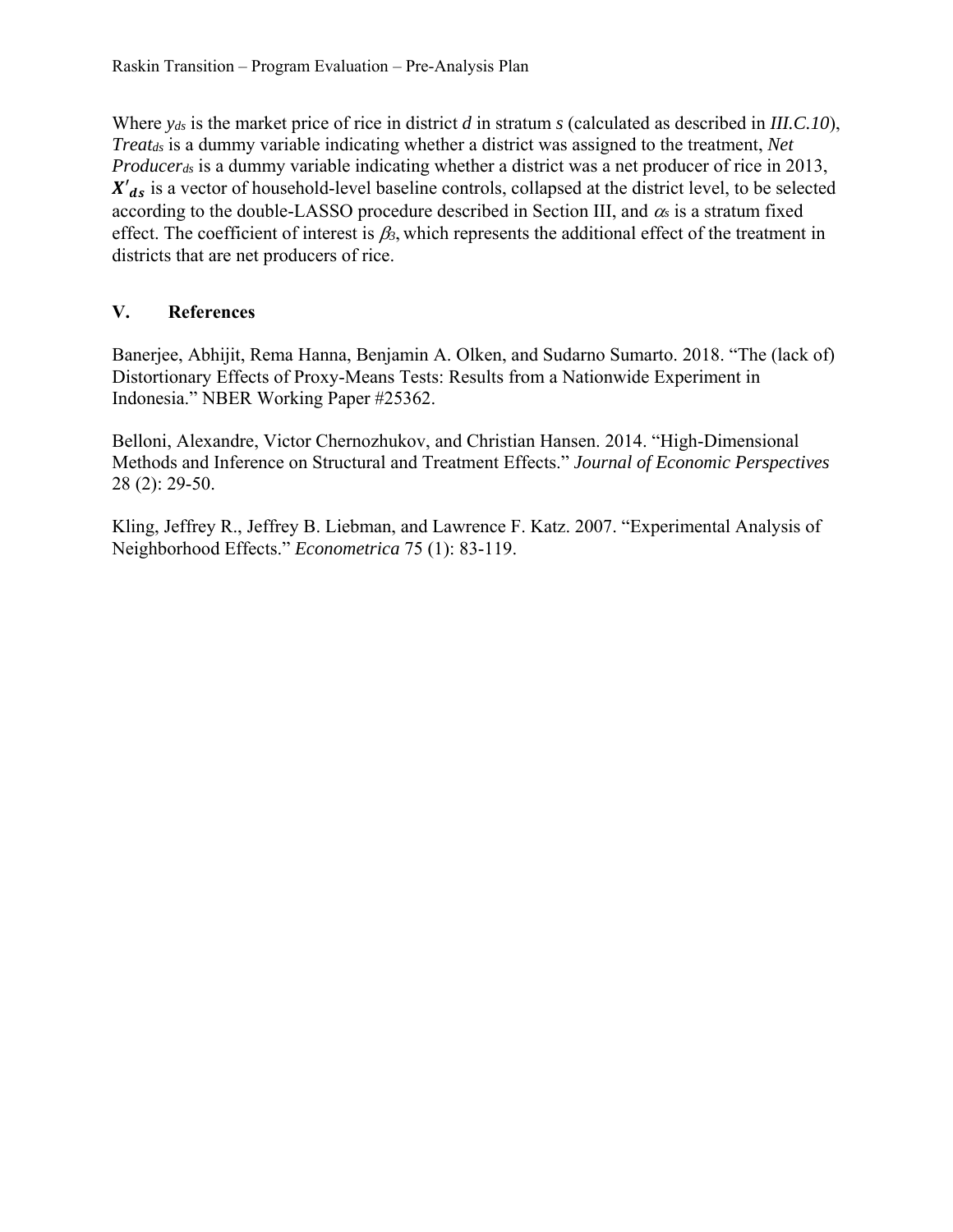Where $y_{ds}$ is the market price of rice in district *d* in stratum *s* (calculated as described in *III.C.10*), $Treat_{ds}$ is a dummy variable indicating whether a district was assigned to the treatment, $Net\ Producer_{ds}$ is a dummy variable indicating whether a district was a net producer of rice in 2013, $\boldsymbol{X'_{ds}}$ is a vector of household-level baseline controls, collapsed at the district level, to be selected according to the double-LASSO procedure described in Section III, and $\alpha_s$ is a stratum fixed effect. The coefficient of interest is $\beta_3$, which represents the additional effect of the treatment in districts that are net producers of rice.

## V. References

Banerjee, Abhijit, Rema Hanna, Benjamin A. Olken, and Sudarno Sumarto. 2018. "The (lack of) Distortionary Effects of Proxy-Means Tests: Results from a Nationwide Experiment in Indonesia." NBER Working Paper #25362.

Belloni, Alexandre, Victor Chernozhukov, and Christian Hansen. 2014. "High-Dimensional Methods and Inference on Structural and Treatment Effects." *Journal of Economic Perspectives* 28 (2): 29-50.

Kling, Jeffrey R., Jeffrey B. Liebman, and Lawrence F. Katz. 2007. "Experimental Analysis of Neighborhood Effects." *Econometrica* 75 (1): 83-119.